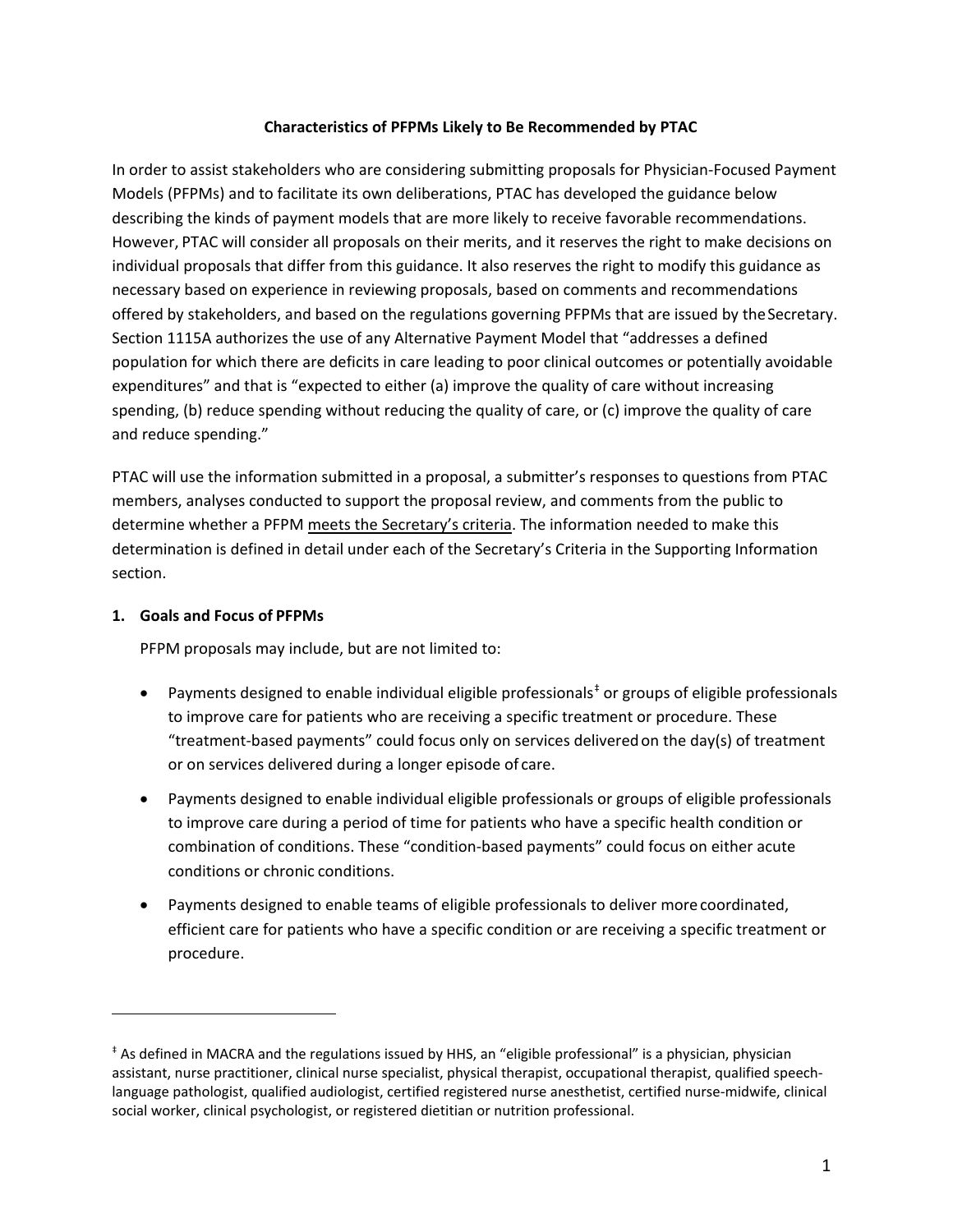## Characteristics of PFPMs Likely to Be Recommended by PTAC

In order to assist stakeholders who are considering submitting proposals for Physician-Focused Payment Models (PFPMs) and to facilitate its own deliberations, PTAC has developed the guidance below describing the kinds of payment models that are more likely to receive favorable recommendations. However, PTAC will consider all proposals on their merits, and it reserves the right to make decisions on individual proposals that differ from this guidance. It also reserves the right to modify this guidance as necessary based on experience in reviewing proposals, based on comments and recommendations offered by stakeholders, and based on the regulations governing PFPMs that are issued by the Secretary. Section 1115A authorizes the use of any Alternative Payment Model that "addresses a defined population for which there are deficits in care leading to poor clinical outcomes or potentially avoidable expenditures" and that is "expected to either (a) improve the quality of care without increasing spending, (b) reduce spending without reducing the quality of care, or (c) improve the quality of care and reduce spending."

PTAC will use the information submitted in a proposal, a submitter's responses to questions from PTAC members, analyses conducted to support the proposal review, and comments from the public to determine whether a PFPM meets the Secretary's criteria. The information needed to make this determination is defined in detail under each of the Secretary's Criteria in the Supporting Information section.

### 1. Goals and Focus of PFPMs

PFPM proposals may include, but are not limited to:

- Payments designed to enable individual eligible professionals[‡] or groups of eligible professionals to improve care for patients who are receiving a specific treatment or procedure. These "treatment-based payments" could focus only on services delivered on the day(s) of treatment or on services delivered during a longer episode of care.
- Payments designed to enable individual eligible professionals or groups of eligible professionals to improve care during a period of time for patients who have a specific health condition or combination of conditions. These "condition-based payments" could focus on either acute conditions or chronic conditions.
- Payments designed to enable teams of eligible professionals to deliver more coordinated, efficient care for patients who have a specific condition or are receiving a specific treatment or procedure.

[‡] As defined in MACRA and the regulations issued by HHS, an "eligible professional" is a physician, physician assistant, nurse practitioner, clinical nurse specialist, physical therapist, occupational therapist, qualified speech-language pathologist, qualified audiologist, certified registered nurse anesthetist, certified nurse-midwife, clinical social worker, clinical psychologist, or registered dietitian or nutrition professional.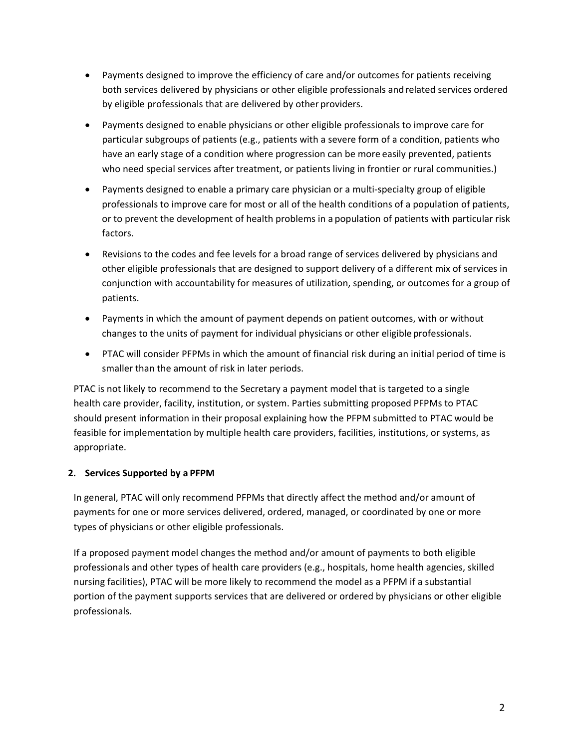- Payments designed to improve the efficiency of care and/or outcomes for patients receiving both services delivered by physicians or other eligible professionals and related services ordered by eligible professionals that are delivered by other providers.
- Payments designed to enable physicians or other eligible professionals to improve care for particular subgroups of patients (e.g., patients with a severe form of a condition, patients who have an early stage of a condition where progression can be more easily prevented, patients who need special services after treatment, or patients living in frontier or rural communities.)
- Payments designed to enable a primary care physician or a multi-specialty group of eligible professionals to improve care for most or all of the health conditions of a population of patients, or to prevent the development of health problems in a population of patients with particular risk factors.
- Revisions to the codes and fee levels for a broad range of services delivered by physicians and other eligible professionals that are designed to support delivery of a different mix of services in conjunction with accountability for measures of utilization, spending, or outcomes for a group of patients.
- Payments in which the amount of payment depends on patient outcomes, with or without changes to the units of payment for individual physicians or other eligible professionals.
- PTAC will consider PFPMs in which the amount of financial risk during an initial period of time is smaller than the amount of risk in later periods.

PTAC is not likely to recommend to the Secretary a payment model that is targeted to a single health care provider, facility, institution, or system. Parties submitting proposed PFPMs to PTAC should present information in their proposal explaining how the PFPM submitted to PTAC would be feasible for implementation by multiple health care providers, facilities, institutions, or systems, as appropriate.

**2. Services Supported by a PFPM**

In general, PTAC will only recommend PFPMs that directly affect the method and/or amount of payments for one or more services delivered, ordered, managed, or coordinated by one or more types of physicians or other eligible professionals.

If a proposed payment model changes the method and/or amount of payments to both eligible professionals and other types of health care providers (e.g., hospitals, home health agencies, skilled nursing facilities), PTAC will be more likely to recommend the model as a PFPM if a substantial portion of the payment supports services that are delivered or ordered by physicians or other eligible professionals.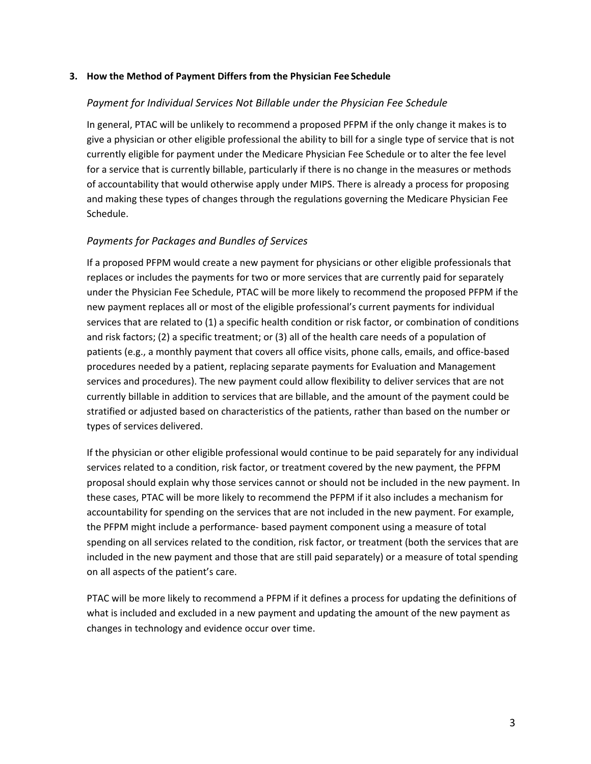## 3. How the Method of Payment Differs from the Physician Fee Schedule

### *Payment for Individual Services Not Billable under the Physician Fee Schedule*

In general, PTAC will be unlikely to recommend a proposed PFPM if the only change it makes is to give a physician or other eligible professional the ability to bill for a single type of service that is not currently eligible for payment under the Medicare Physician Fee Schedule or to alter the fee level for a service that is currently billable, particularly if there is no change in the measures or methods of accountability that would otherwise apply under MIPS. There is already a process for proposing and making these types of changes through the regulations governing the Medicare Physician Fee Schedule.

### *Payments for Packages and Bundles of Services*

If a proposed PFPM would create a new payment for physicians or other eligible professionals that replaces or includes the payments for two or more services that are currently paid for separately under the Physician Fee Schedule, PTAC will be more likely to recommend the proposed PFPM if the new payment replaces all or most of the eligible professional's current payments for individual services that are related to (1) a specific health condition or risk factor, or combination of conditions and risk factors; (2) a specific treatment; or (3) all of the health care needs of a population of patients (e.g., a monthly payment that covers all office visits, phone calls, emails, and office-based procedures needed by a patient, replacing separate payments for Evaluation and Management services and procedures). The new payment could allow flexibility to deliver services that are not currently billable in addition to services that are billable, and the amount of the payment could be stratified or adjusted based on characteristics of the patients, rather than based on the number or types of services delivered.

If the physician or other eligible professional would continue to be paid separately for any individual services related to a condition, risk factor, or treatment covered by the new payment, the PFPM proposal should explain why those services cannot or should not be included in the new payment. In these cases, PTAC will be more likely to recommend the PFPM if it also includes a mechanism for accountability for spending on the services that are not included in the new payment. For example, the PFPM might include a performance- based payment component using a measure of total spending on all services related to the condition, risk factor, or treatment (both the services that are included in the new payment and those that are still paid separately) or a measure of total spending on all aspects of the patient's care.

PTAC will be more likely to recommend a PFPM if it defines a process for updating the definitions of what is included and excluded in a new payment and updating the amount of the new payment as changes in technology and evidence occur over time.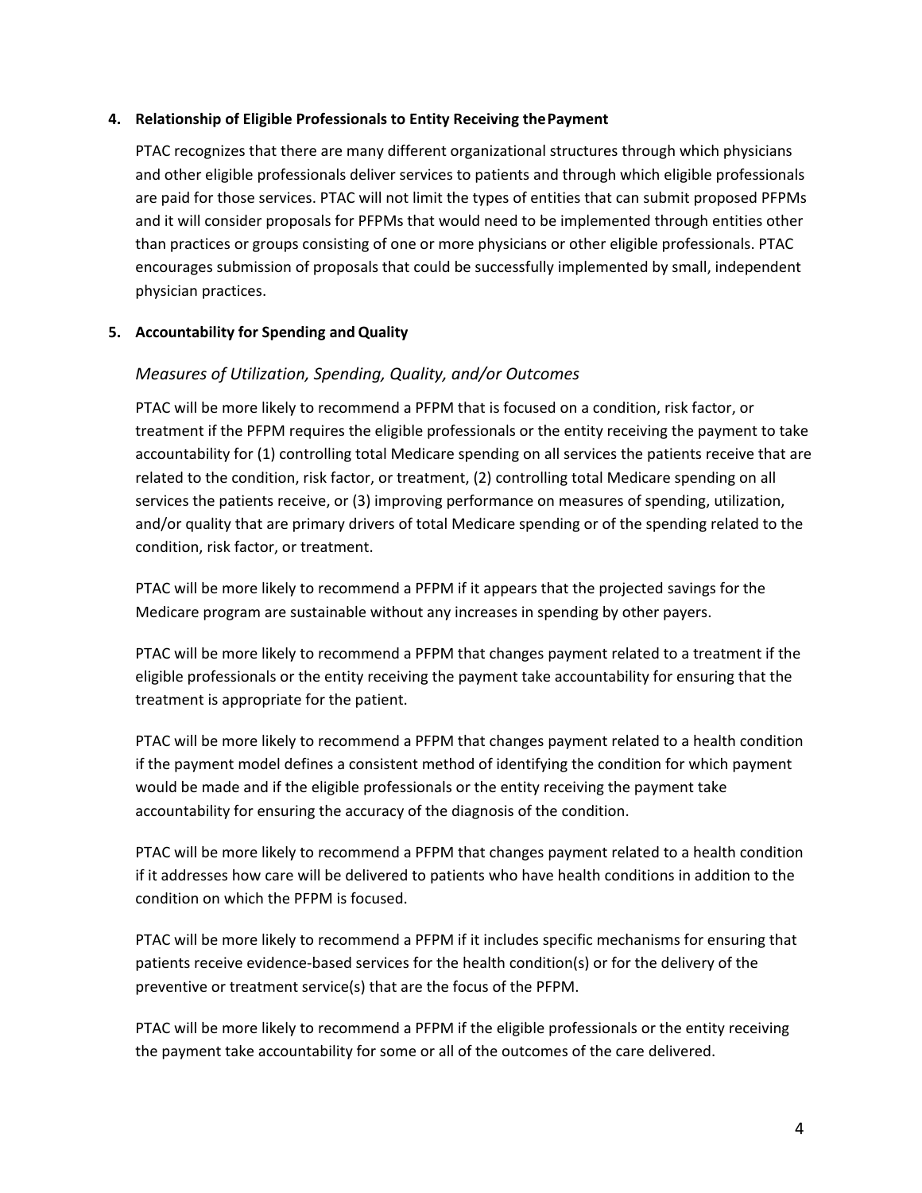**4. Relationship of Eligible Professionals to Entity Receiving the Payment**

PTAC recognizes that there are many different organizational structures through which physicians and other eligible professionals deliver services to patients and through which eligible professionals are paid for those services. PTAC will not limit the types of entities that can submit proposed PFPMs and it will consider proposals for PFPMs that would need to be implemented through entities other than practices or groups consisting of one or more physicians or other eligible professionals. PTAC encourages submission of proposals that could be successfully implemented by small, independent physician practices.

**5. Accountability for Spending and Quality**

*Measures of Utilization, Spending, Quality, and/or Outcomes*

PTAC will be more likely to recommend a PFPM that is focused on a condition, risk factor, or treatment if the PFPM requires the eligible professionals or the entity receiving the payment to take accountability for (1) controlling total Medicare spending on all services the patients receive that are related to the condition, risk factor, or treatment, (2) controlling total Medicare spending on all services the patients receive, or (3) improving performance on measures of spending, utilization, and/or quality that are primary drivers of total Medicare spending or of the spending related to the condition, risk factor, or treatment.

PTAC will be more likely to recommend a PFPM if it appears that the projected savings for the Medicare program are sustainable without any increases in spending by other payers.

PTAC will be more likely to recommend a PFPM that changes payment related to a treatment if the eligible professionals or the entity receiving the payment take accountability for ensuring that the treatment is appropriate for the patient.

PTAC will be more likely to recommend a PFPM that changes payment related to a health condition if the payment model defines a consistent method of identifying the condition for which payment would be made and if the eligible professionals or the entity receiving the payment take accountability for ensuring the accuracy of the diagnosis of the condition.

PTAC will be more likely to recommend a PFPM that changes payment related to a health condition if it addresses how care will be delivered to patients who have health conditions in addition to the condition on which the PFPM is focused.

PTAC will be more likely to recommend a PFPM if it includes specific mechanisms for ensuring that patients receive evidence-based services for the health condition(s) or for the delivery of the preventive or treatment service(s) that are the focus of the PFPM.

PTAC will be more likely to recommend a PFPM if the eligible professionals or the entity receiving the payment take accountability for some or all of the outcomes of the care delivered.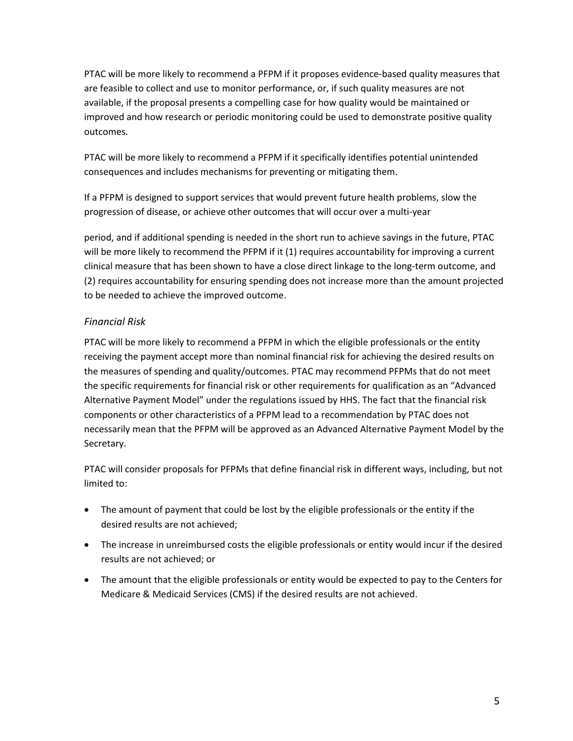PTAC will be more likely to recommend a PFPM if it proposes evidence-based quality measures that are feasible to collect and use to monitor performance, or, if such quality measures are not available, if the proposal presents a compelling case for how quality would be maintained or improved and how research or periodic monitoring could be used to demonstrate positive quality outcomes.

PTAC will be more likely to recommend a PFPM if it specifically identifies potential unintended consequences and includes mechanisms for preventing or mitigating them.

If a PFPM is designed to support services that would prevent future health problems, slow the progression of disease, or achieve other outcomes that will occur over a multi-year period, and if additional spending is needed in the short run to achieve savings in the future, PTAC will be more likely to recommend the PFPM if it (1) requires accountability for improving a current clinical measure that has been shown to have a close direct linkage to the long-term outcome, and (2) requires accountability for ensuring spending does not increase more than the amount projected to be needed to achieve the improved outcome.

### *Financial Risk*

PTAC will be more likely to recommend a PFPM in which the eligible professionals or the entity receiving the payment accept more than nominal financial risk for achieving the desired results on the measures of spending and quality/outcomes. PTAC may recommend PFPMs that do not meet the specific requirements for financial risk or other requirements for qualification as an "Advanced Alternative Payment Model" under the regulations issued by HHS. The fact that the financial risk components or other characteristics of a PFPM lead to a recommendation by PTAC does not necessarily mean that the PFPM will be approved as an Advanced Alternative Payment Model by the Secretary.

PTAC will consider proposals for PFPMs that define financial risk in different ways, including, but not limited to:

- The amount of payment that could be lost by the eligible professionals or the entity if the desired results are not achieved;
- The increase in unreimbursed costs the eligible professionals or entity would incur if the desired results are not achieved; or
- The amount that the eligible professionals or entity would be expected to pay to the Centers for Medicare & Medicaid Services (CMS) if the desired results are not achieved.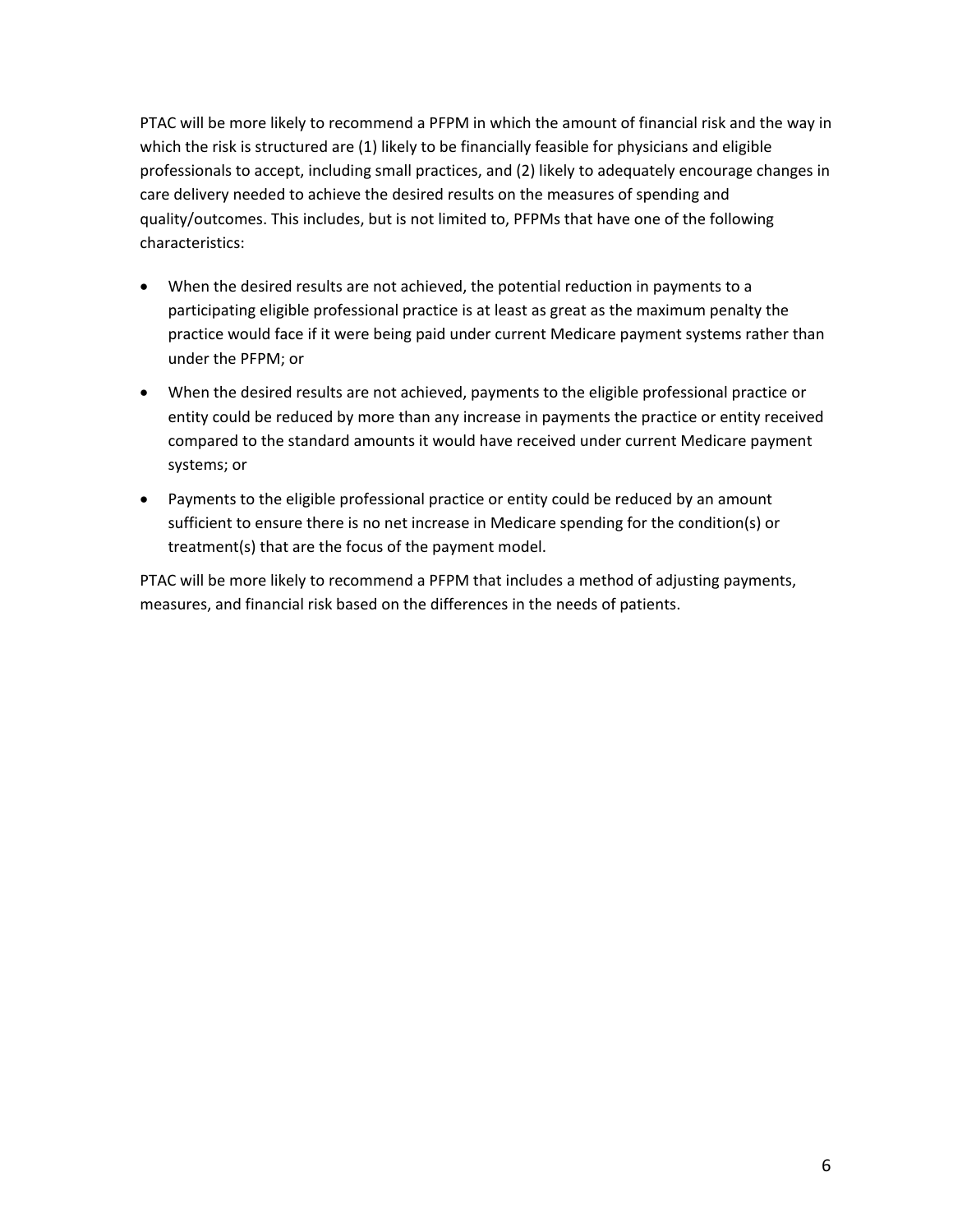PTAC will be more likely to recommend a PFPM in which the amount of financial risk and the way in which the risk is structured are (1) likely to be financially feasible for physicians and eligible professionals to accept, including small practices, and (2) likely to adequately encourage changes in care delivery needed to achieve the desired results on the measures of spending and quality/outcomes. This includes, but is not limited to, PFPMs that have one of the following characteristics:

- When the desired results are not achieved, the potential reduction in payments to a participating eligible professional practice is at least as great as the maximum penalty the practice would face if it were being paid under current Medicare payment systems rather than under the PFPM; or
- When the desired results are not achieved, payments to the eligible professional practice or entity could be reduced by more than any increase in payments the practice or entity received compared to the standard amounts it would have received under current Medicare payment systems; or
- Payments to the eligible professional practice or entity could be reduced by an amount sufficient to ensure there is no net increase in Medicare spending for the condition(s) or treatment(s) that are the focus of the payment model.

PTAC will be more likely to recommend a PFPM that includes a method of adjusting payments, measures, and financial risk based on the differences in the needs of patients.